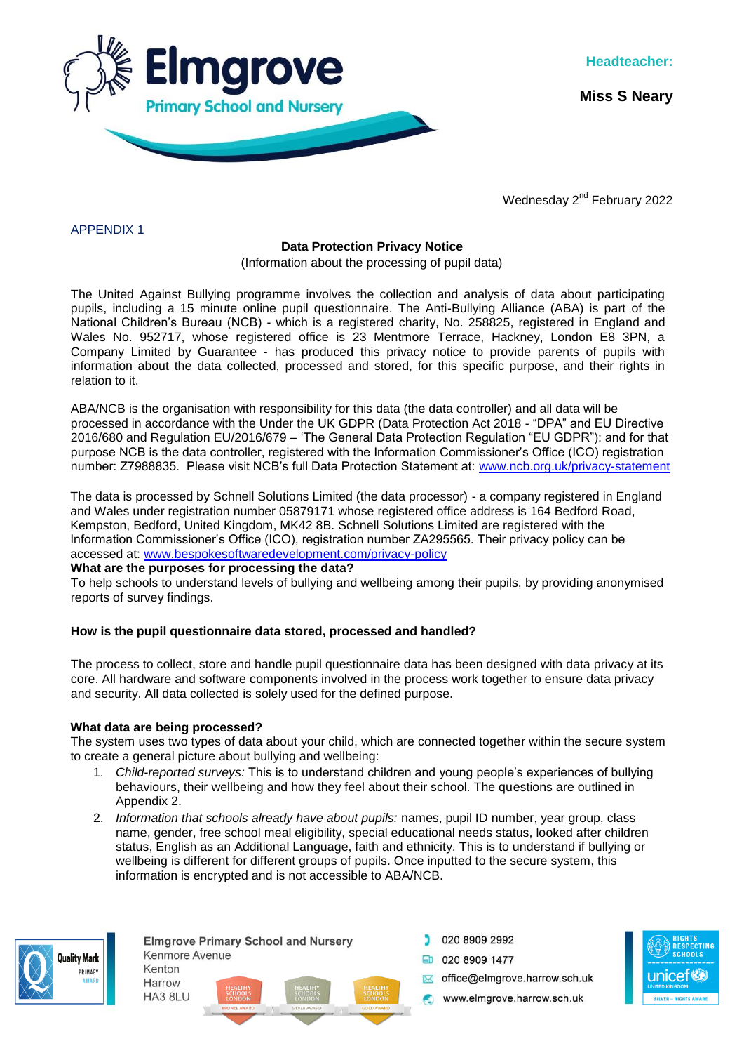# Elmgrove Primary School and Nursery

**Headteacher:**

**Miss S Neary**

Wednesday 2nd February 2022

APPENDIX 1

**Data Protection Privacy Notice**

(Information about the processing of pupil data)

The United Against Bullying programme involves the collection and analysis of data about participating pupils, including a 15 minute online pupil questionnaire. The Anti-Bullying Alliance (ABA) is part of the National Children's Bureau (NCB) - which is a registered charity, No. 258825, registered in England and Wales No. 952717, whose registered office is 23 Mentmore Terrace, Hackney, London E8 3PN, a Company Limited by Guarantee - has produced this privacy notice to provide parents of pupils with information about the data collected, processed and stored, for this specific purpose, and their rights in relation to it.

ABA/NCB is the organisation with responsibility for this data (the data controller) and all data will be processed in accordance with the Under the UK GDPR (Data Protection Act 2018 - "DPA" and EU Directive 2016/680 and Regulation EU/2016/679 – 'The General Data Protection Regulation "EU GDPR"): and for that purpose NCB is the data controller, registered with the Information Commissioner's Office (ICO) registration number: Z7988835. Please visit NCB's full Data Protection Statement at: www.ncb.org.uk/privacy-statement

The data is processed by Schnell Solutions Limited (the data processor) - a company registered in England and Wales under registration number 05879171 whose registered office address is 164 Bedford Road, Kempston, Bedford, United Kingdom, MK42 8B. Schnell Solutions Limited are registered with the Information Commissioner's Office (ICO), registration number ZA295565. Their privacy policy can be accessed at: www.bespokesoftwaredevelopment.com/privacy-policy

**What are the purposes for processing the data?**

To help schools to understand levels of bullying and wellbeing among their pupils, by providing anonymised reports of survey findings.

**How is the pupil questionnaire data stored, processed and handled?**

The process to collect, store and handle pupil questionnaire data has been designed with data privacy at its core. All hardware and software components involved in the process work together to ensure data privacy and security. All data collected is solely used for the defined purpose.

**What data are being processed?**

The system uses two types of data about your child, which are connected together within the secure system to create a general picture about bullying and wellbeing:

1. *Child-reported surveys:* This is to understand children and young people's experiences of bullying behaviours, their wellbeing and how they feel about their school. The questions are outlined in Appendix 2.
2. *Information that schools already have about pupils:* names, pupil ID number, year group, class name, gender, free school meal eligibility, special educational needs status, looked after children status, English as an Additional Language, faith and ethnicity. This is to understand if bullying or wellbeing is different for different groups of pupils. Once inputted to the secure system, this information is encrypted and is not accessible to ABA/NCB.

Elmgrove Primary School and Nursery
Kenmore Avenue
Kenton
Harrow
HA3 8LU

020 8909 2992
020 8909 1477
office@elmgrove.harrow.sch.uk
www.elmgrove.harrow.sch.uk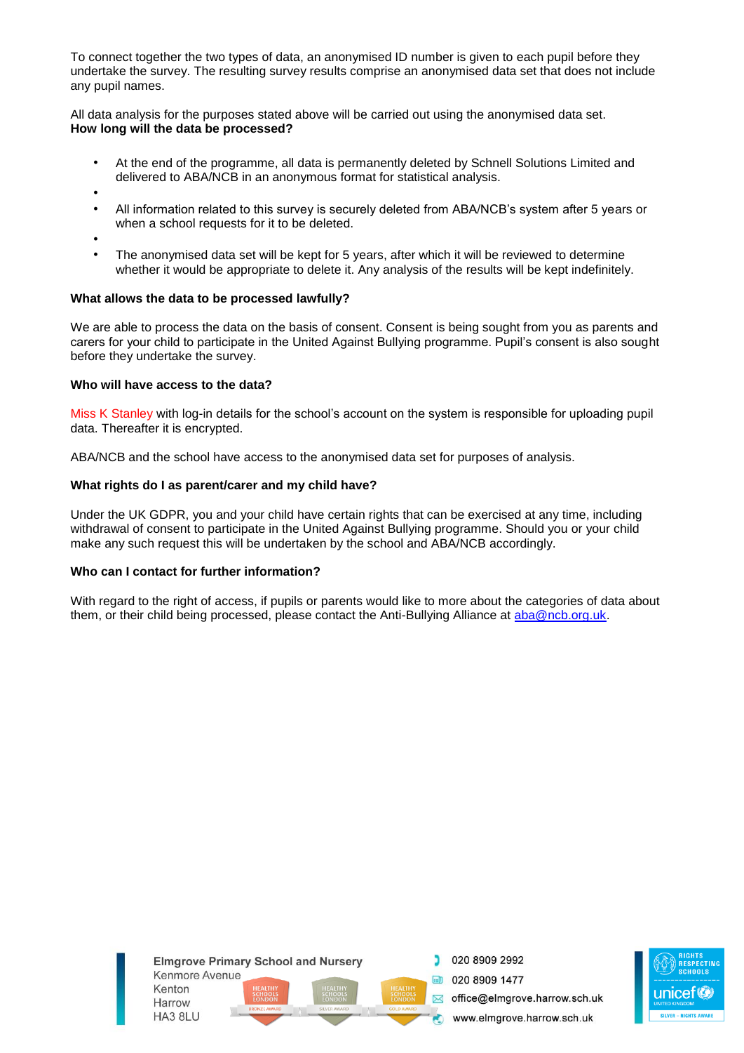To connect together the two types of data, an anonymised ID number is given to each pupil before they undertake the survey. The resulting survey results comprise an anonymised data set that does not include any pupil names.

All data analysis for the purposes stated above will be carried out using the anonymised data set.

**How long will the data be processed?**

- At the end of the programme, all data is permanently deleted by Schnell Solutions Limited and delivered to ABA/NCB in an anonymous format for statistical analysis.
- All information related to this survey is securely deleted from ABA/NCB's system after 5 years or when a school requests for it to be deleted.
- The anonymised data set will be kept for 5 years, after which it will be reviewed to determine whether it would be appropriate to delete it. Any analysis of the results will be kept indefinitely.

**What allows the data to be processed lawfully?**

We are able to process the data on the basis of consent. Consent is being sought from you as parents and carers for your child to participate in the United Against Bullying programme. Pupil's consent is also sought before they undertake the survey.

**Who will have access to the data?**

Miss K Stanley with log-in details for the school's account on the system is responsible for uploading pupil data. Thereafter it is encrypted.

ABA/NCB and the school have access to the anonymised data set for purposes of analysis.

**What rights do I as parent/carer and my child have?**

Under the UK GDPR, you and your child have certain rights that can be exercised at any time, including withdrawal of consent to participate in the United Against Bullying programme. Should you or your child make any such request this will be undertaken by the school and ABA/NCB accordingly.

**Who can I contact for further information?**

With regard to the right of access, if pupils or parents would like to more about the categories of data about them, or their child being processed, please contact the Anti-Bullying Alliance at aba@ncb.org.uk.

Elmgrove Primary School and Nursery
Kenmore Avenue
Kenton
Harrow
HA3 8LU

020 8909 2992
020 8909 1477
office@elmgrove.harrow.sch.uk
www.elmgrove.harrow.sch.uk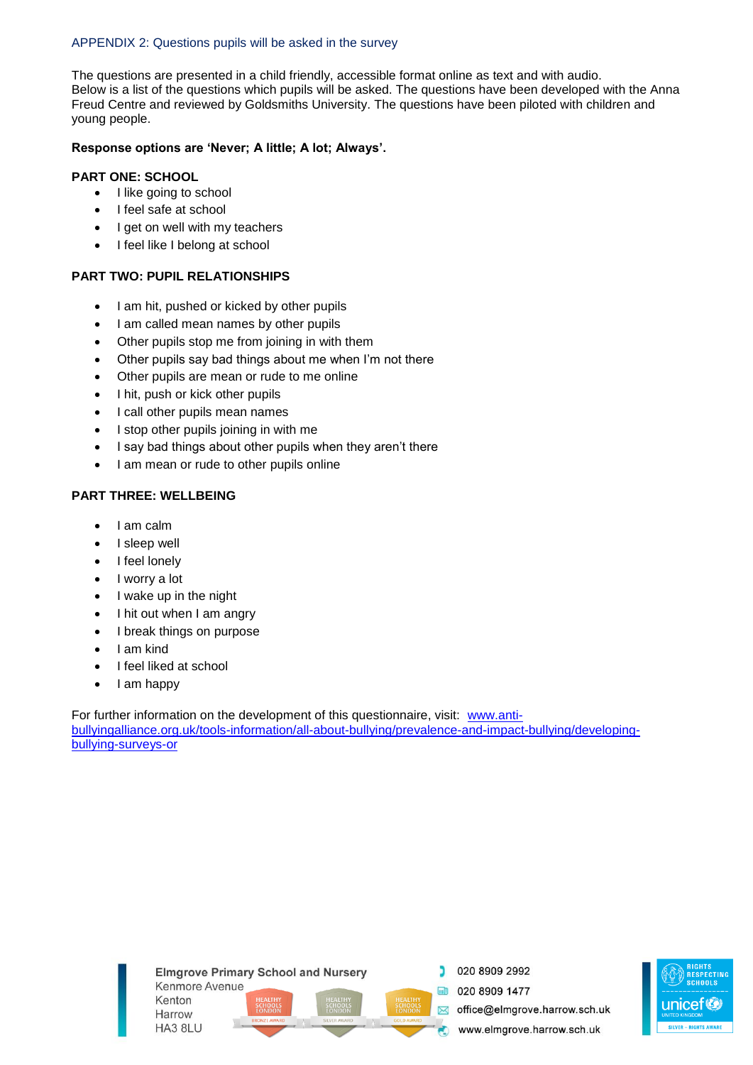APPENDIX 2: Questions pupils will be asked in the survey

The questions are presented in a child friendly, accessible format online as text and with audio. Below is a list of the questions which pupils will be asked. The questions have been developed with the Anna Freud Centre and reviewed by Goldsmiths University. The questions have been piloted with children and young people.

**Response options are 'Never; A little; A lot; Always'.**

**PART ONE: SCHOOL**

- I like going to school
- I feel safe at school
- I get on well with my teachers
- I feel like I belong at school

**PART TWO: PUPIL RELATIONSHIPS**

- I am hit, pushed or kicked by other pupils
- I am called mean names by other pupils
- Other pupils stop me from joining in with them
- Other pupils say bad things about me when I'm not there
- Other pupils are mean or rude to me online
- I hit, push or kick other pupils
- I call other pupils mean names
- I stop other pupils joining in with me
- I say bad things about other pupils when they aren't there
- I am mean or rude to other pupils online

**PART THREE: WELLBEING**

- I am calm
- I sleep well
- I feel lonely
- I worry a lot
- I wake up in the night
- I hit out when I am angry
- I break things on purpose
- I am kind
- I feel liked at school
- I am happy

For further information on the development of this questionnaire, visit: [www.anti-bullyingalliance.org.uk/tools-information/all-about-bullying/prevalence-and-impact-bullying/developing-bullying-surveys-or](www.anti-bullyingalliance.org.uk/tools-information/all-about-bullying/prevalence-and-impact-bullying/developing-bullying-surveys-or)

Elmgrove Primary School and Nursery
Kenmore Avenue
Kenton
Harrow
HA3 8LU

020 8909 2992
020 8909 1477
office@elmgrove.harrow.sch.uk
www.elmgrove.harrow.sch.uk